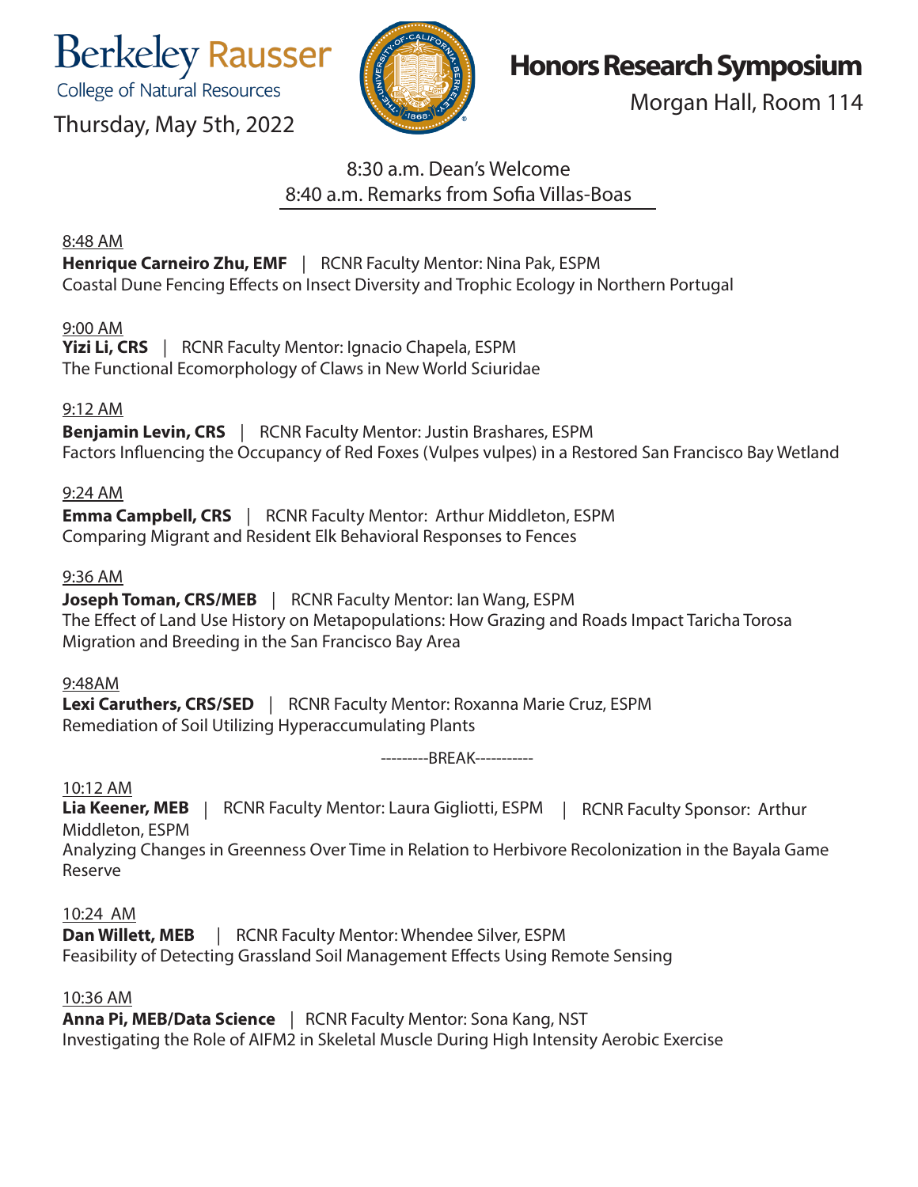Berkeley Rausser
College of Natural Resources

Thursday, May 5th, 2022

# Honors Research Symposium

Morgan Hall, Room 114

8:30 a.m. Dean's Welcome
8:40 a.m. Remarks from Sofia Villas-Boas

8:48 AM
**Henrique Carneiro Zhu, EMF** | RCNR Faculty Mentor: Nina Pak, ESPM
Coastal Dune Fencing Effects on Insect Diversity and Trophic Ecology in Northern Portugal

9:00 AM
**Yizi Li, CRS** | RCNR Faculty Mentor: Ignacio Chapela, ESPM
The Functional Ecomorphology of Claws in New World Sciuridae

9:12 AM
**Benjamin Levin, CRS** | RCNR Faculty Mentor: Justin Brashares, ESPM
Factors Influencing the Occupancy of Red Foxes (Vulpes vulpes) in a Restored San Francisco Bay Wetland

9:24 AM
**Emma Campbell, CRS** | RCNR Faculty Mentor: Arthur Middleton, ESPM
Comparing Migrant and Resident Elk Behavioral Responses to Fences

9:36 AM
**Joseph Toman, CRS/MEB** | RCNR Faculty Mentor: Ian Wang, ESPM
The Effect of Land Use History on Metapopulations: How Grazing and Roads Impact Taricha Torosa Migration and Breeding in the San Francisco Bay Area

9:48AM
**Lexi Caruthers, CRS/SED** | RCNR Faculty Mentor: Roxanna Marie Cruz, ESPM
Remediation of Soil Utilizing Hyperaccumulating Plants

---------BREAK-----------

10:12 AM
**Lia Keener, MEB** | RCNR Faculty Mentor: Laura Gigliotti, ESPM | RCNR Faculty Sponsor: Arthur Middleton, ESPM
Analyzing Changes in Greenness Over Time in Relation to Herbivore Recolonization in the Bayala Game Reserve

10:24 AM
**Dan Willett, MEB** | RCNR Faculty Mentor: Whendee Silver, ESPM
Feasibility of Detecting Grassland Soil Management Effects Using Remote Sensing

10:36 AM
**Anna Pi, MEB/Data Science** | RCNR Faculty Mentor: Sona Kang, NST
Investigating the Role of AIFM2 in Skeletal Muscle During High Intensity Aerobic Exercise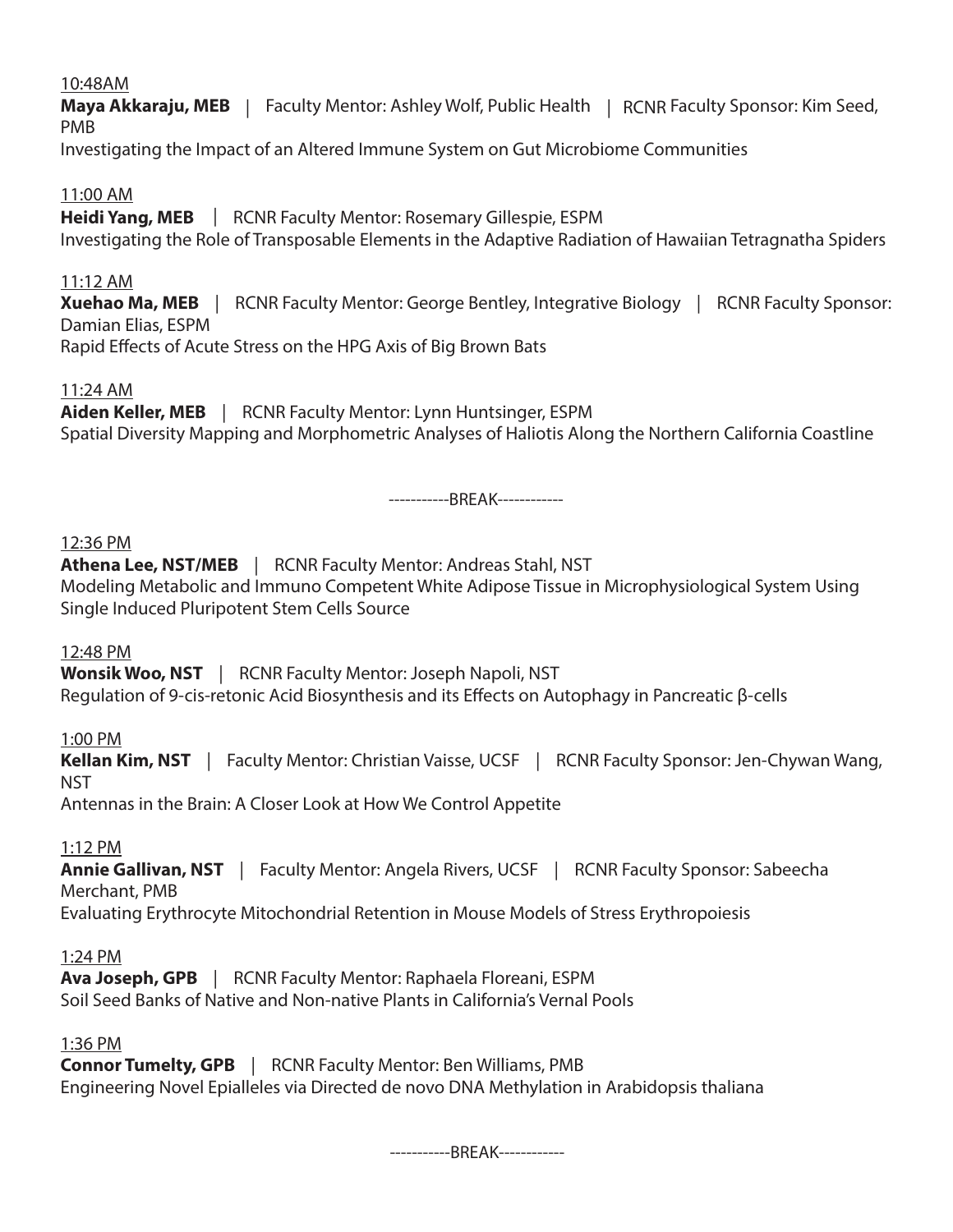10:48AM
**Maya Akkaraju, MEB** | Faculty Mentor: Ashley Wolf, Public Health | RCNR Faculty Sponsor: Kim Seed, PMB
Investigating the Impact of an Altered Immune System on Gut Microbiome Communities

11:00 AM
**Heidi Yang, MEB** | RCNR Faculty Mentor: Rosemary Gillespie, ESPM
Investigating the Role of Transposable Elements in the Adaptive Radiation of Hawaiian Tetragnatha Spiders

11:12 AM
**Xuehao Ma, MEB** | RCNR Faculty Mentor: George Bentley, Integrative Biology | RCNR Faculty Sponsor: Damian Elias, ESPM
Rapid Effects of Acute Stress on the HPG Axis of Big Brown Bats

11:24 AM
**Aiden Keller, MEB** | RCNR Faculty Mentor: Lynn Huntsinger, ESPM
Spatial Diversity Mapping and Morphometric Analyses of Haliotis Along the Northern California Coastline

-----------BREAK------------

12:36 PM
**Athena Lee, NST/MEB** | RCNR Faculty Mentor: Andreas Stahl, NST
Modeling Metabolic and Immuno Competent White Adipose Tissue in Microphysiological System Using Single Induced Pluripotent Stem Cells Source

12:48 PM
**Wonsik Woo, NST** | RCNR Faculty Mentor: Joseph Napoli, NST
Regulation of 9-cis-retonic Acid Biosynthesis and its Effects on Autophagy in Pancreatic β-cells

1:00 PM
**Kellan Kim, NST** | Faculty Mentor: Christian Vaisse, UCSF | RCNR Faculty Sponsor: Jen-Chywan Wang, NST
Antennas in the Brain: A Closer Look at How We Control Appetite

1:12 PM
**Annie Gallivan, NST** | Faculty Mentor: Angela Rivers, UCSF | RCNR Faculty Sponsor: Sabeecha Merchant, PMB
Evaluating Erythrocyte Mitochondrial Retention in Mouse Models of Stress Erythropoiesis

1:24 PM
**Ava Joseph, GPB** | RCNR Faculty Mentor: Raphaela Floreani, ESPM
Soil Seed Banks of Native and Non-native Plants in California's Vernal Pools

1:36 PM
**Connor Tumelty, GPB** | RCNR Faculty Mentor: Ben Williams, PMB
Engineering Novel Epialleles via Directed de novo DNA Methylation in Arabidopsis thaliana

-----------BREAK------------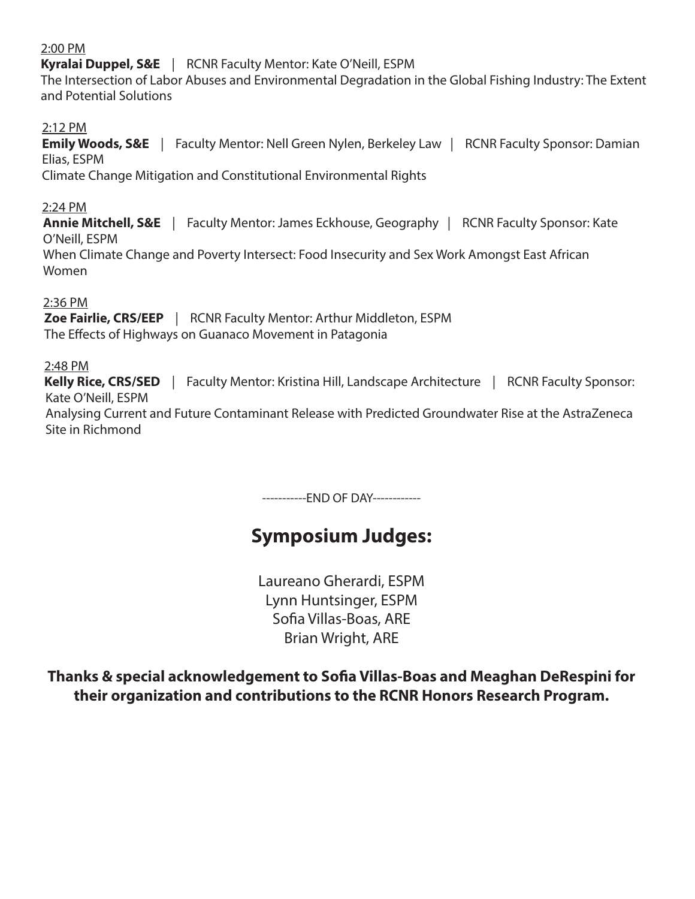2:00 PM

**Kyralai Duppel, S&E** | RCNR Faculty Mentor: Kate O'Neill, ESPM

The Intersection of Labor Abuses and Environmental Degradation in the Global Fishing Industry: The Extent and Potential Solutions

2:12 PM

**Emily Woods, S&E** | Faculty Mentor: Nell Green Nylen, Berkeley Law | RCNR Faculty Sponsor: Damian Elias, ESPM

Climate Change Mitigation and Constitutional Environmental Rights

2:24 PM

**Annie Mitchell, S&E** | Faculty Mentor: James Eckhouse, Geography | RCNR Faculty Sponsor: Kate O'Neill, ESPM

When Climate Change and Poverty Intersect: Food Insecurity and Sex Work Amongst East African Women

2:36 PM

**Zoe Fairlie, CRS/EEP** | RCNR Faculty Mentor: Arthur Middleton, ESPM

The Effects of Highways on Guanaco Movement in Patagonia

2:48 PM

**Kelly Rice, CRS/SED** | Faculty Mentor: Kristina Hill, Landscape Architecture | RCNR Faculty Sponsor: Kate O'Neill, ESPM

Analysing Current and Future Contaminant Release with Predicted Groundwater Rise at the AstraZeneca Site in Richmond

-----------END OF DAY------------

## Symposium Judges:

Laureano Gherardi, ESPM

Lynn Huntsinger, ESPM

Sofia Villas-Boas, ARE

Brian Wright, ARE

**Thanks & special acknowledgement to Sofia Villas-Boas and Meaghan DeRespini for their organization and contributions to the RCNR Honors Research Program.**